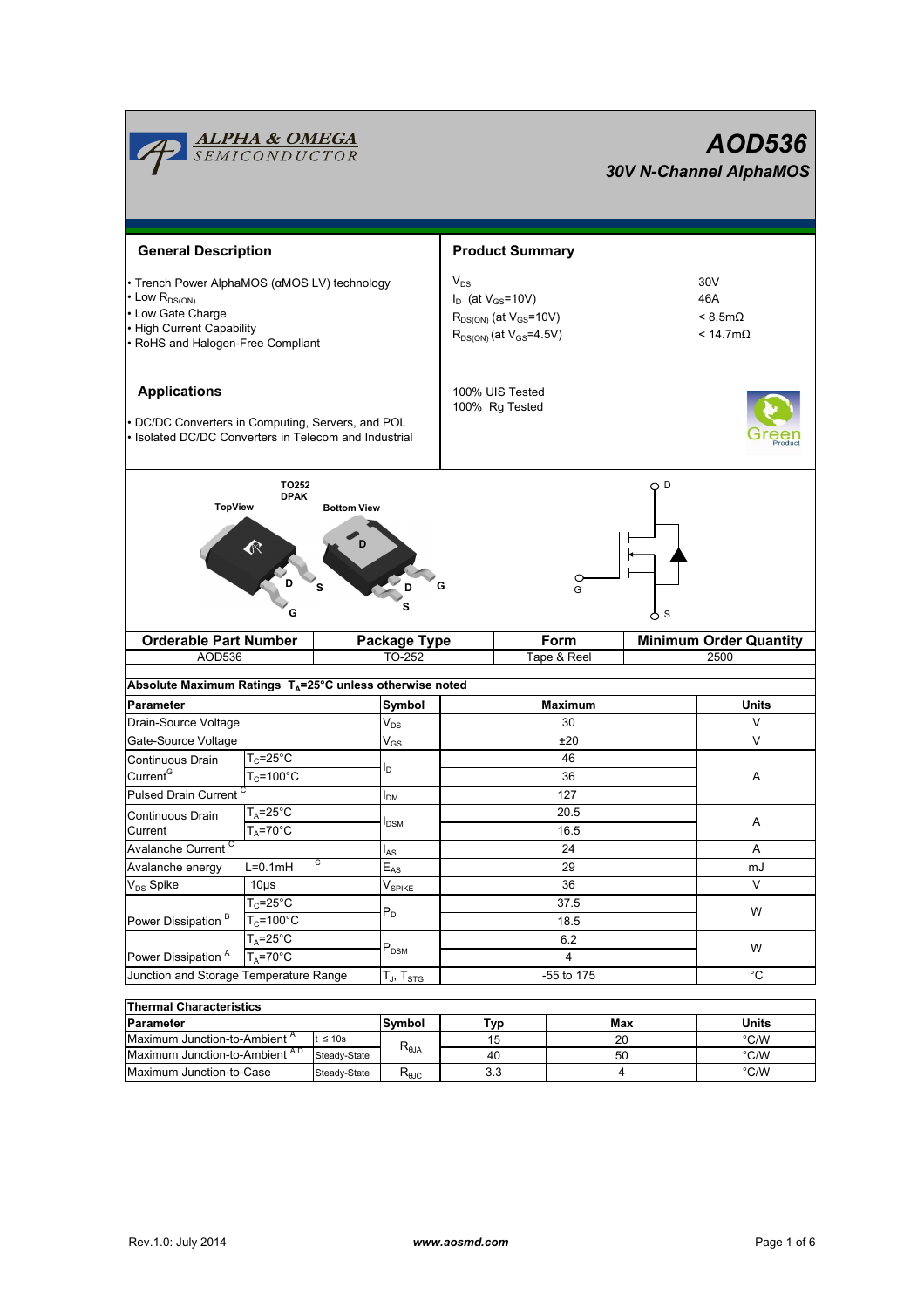# AOD536

## 30V N-Channel AlphaMOS

### General Description

- Trench Power AlphaMOS (αMOS LV) technology
- Low $R_{DS(ON)}$
- Low Gate Charge
- High Current Capability
- RoHS and Halogen-Free Compliant

### Product Summary

| | |
|---|---|
| $V_{DS}$ | 30V |
| $I_D$ (at $V_{GS}$=10V) | 46A |
| $R_{DS(ON)}$ (at $V_{GS}$=10V) | < 8.5mΩ |
| $R_{DS(ON)}$ (at $V_{GS}$=4.5V) | < 14.7mΩ |

100% UIS Tested
100% Rg Tested

### Applications

- DC/DC Converters in Computing, Servers, and POL
- Isolated DC/DC Converters in Telecom and Industrial

TO252 DPAK

TopView — Bottom View

| Orderable Part Number | Package Type | Form | Minimum Order Quantity |
|---|---|---|---|
| AOD536 | TO-252 | Tape & Reel | 2500 |

**Absolute Maximum Ratings $T_A$=25°C unless otherwise noted**

| Parameter | | Symbol | Maximum | Units |
|---|---|---|---|---|
| Drain-Source Voltage | | $V_{DS}$ | 30 | V |
| Gate-Source Voltage | | $V_{GS}$ | ±20 | V |
| Continuous Drain Current [G] | $T_C$=25°C | $I_D$ | 46 | A |
| | $T_C$=100°C | | 36 | |
| Pulsed Drain Current [C] | | $I_{DM}$ | 127 | |
| Continuous Drain Current | $T_A$=25°C | $I_{DSM}$ | 20.5 | A |
| | $T_A$=70°C | | 16.5 | |
| Avalanche Current [C] | | $I_{AS}$ | 24 | A |
| Avalanche energy | L=0.1mH [C] | $E_{AS}$ | 29 | mJ |
| $V_{DS}$ Spike | 10µs | $V_{SPIKE}$ | 36 | V |
| Power Dissipation [B] | $T_C$=25°C | $P_D$ | 37.5 | W |
| | $T_C$=100°C | | 18.5 | |
| Power Dissipation [A] | $T_A$=25°C | $P_{DSM}$ | 6.2 | W |
| | $T_A$=70°C | | 4 | |
| Junction and Storage Temperature Range | | $T_J$, $T_{STG}$ | -55 to 175 | °C |

**Thermal Characteristics**

| Parameter | | Symbol | Typ | Max | Units |
|---|---|---|---|---|---|
| Maximum Junction-to-Ambient [A] | t ≤ 10s | $R_{\theta JA}$ | 15 | 20 | °C/W |
| Maximum Junction-to-Ambient [A D] | Steady-State | | 40 | 50 | °C/W |
| Maximum Junction-to-Case | Steady-State | $R_{\theta JC}$ | 3.3 | 4 | °C/W |

Rev.1.0: July 2014 www.aosmd.com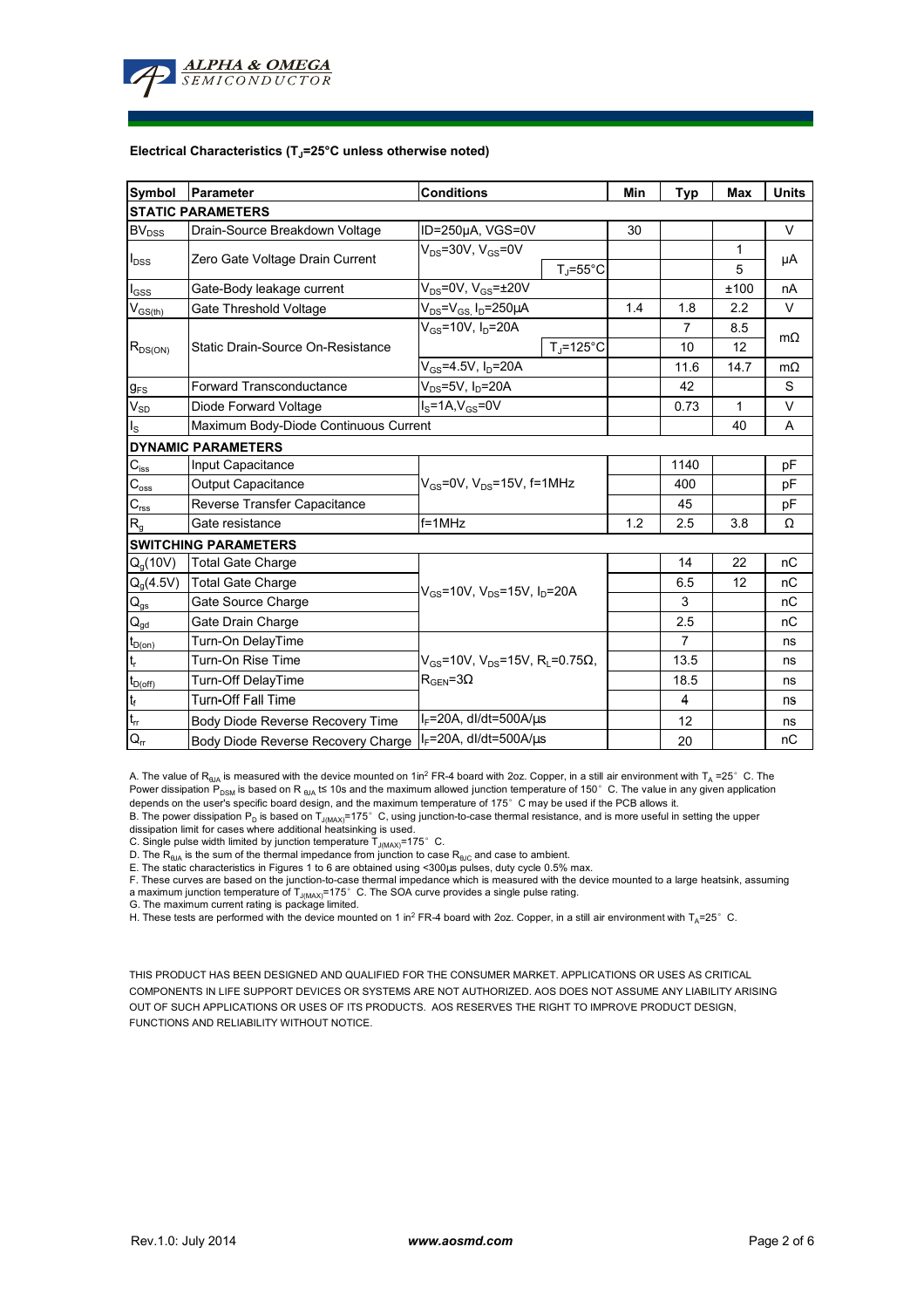### Electrical Characteristics ($T_J$=25°C unless otherwise noted)

| Symbol | Parameter | Conditions | | Min | Typ | Max | Units |
|---|---|---|---|---|---|---|---|
| **STATIC PARAMETERS** | | | | | | | |
| $BV_{DSS}$ | Drain-Source Breakdown Voltage | ID=250µA, VGS=0V | | 30 | | | V |
| $I_{DSS}$ | Zero Gate Voltage Drain Current | $V_{DS}$=30V, $V_{GS}$=0V | | | | 1 | µA |
| | | | $T_J$=55°C | | | 5 | |
| $I_{GSS}$ | Gate-Body leakage current | $V_{DS}$=0V, $V_{GS}$=±20V | | | | ±100 | nA |
| $V_{GS(th)}$ | Gate Threshold Voltage | $V_{DS}$=$V_{GS}$, $I_D$=250µA | | 1.4 | 1.8 | 2.2 | V |
| $R_{DS(ON)}$ | Static Drain-Source On-Resistance | $V_{GS}$=10V, $I_D$=20A | | | 7 | 8.5 | mΩ |
| | | | $T_J$=125°C | | 10 | 12 | |
| | | $V_{GS}$=4.5V, $I_D$=20A | | | 11.6 | 14.7 | mΩ |
| $g_{FS}$ | Forward Transconductance | $V_{DS}$=5V, $I_D$=20A | | | 42 | | S |
| $V_{SD}$ | Diode Forward Voltage | $I_S$=1A,$V_{GS}$=0V | | | 0.73 | 1 | V |
| $I_S$ | Maximum Body-Diode Continuous Current | | | | | 40 | A |
| **DYNAMIC PARAMETERS** | | | | | | | |
| $C_{iss}$ | Input Capacitance | $V_{GS}$=0V, $V_{DS}$=15V, f=1MHz | | | 1140 | | pF |
| $C_{oss}$ | Output Capacitance | | | | 400 | | pF |
| $C_{rss}$ | Reverse Transfer Capacitance | | | | 45 | | pF |
| $R_g$ | Gate resistance | f=1MHz | | 1.2 | 2.5 | 3.8 | Ω |
| **SWITCHING PARAMETERS** | | | | | | | |
| $Q_g$(10V) | Total Gate Charge | $V_{GS}$=10V, $V_{DS}$=15V, $I_D$=20A | | | 14 | 22 | nC |
| $Q_g$(4.5V) | Total Gate Charge | | | | 6.5 | 12 | nC |
| $Q_{gs}$ | Gate Source Charge | | | | 3 | | nC |
| $Q_{gd}$ | Gate Drain Charge | | | | 2.5 | | nC |
| $t_{D(on)}$ | Turn-On DelayTime | $V_{GS}$=10V, $V_{DS}$=15V, $R_L$=0.75Ω, $R_{GEN}$=3Ω | | | 7 | | ns |
| $t_r$ | Turn-On Rise Time | | | | 13.5 | | ns |
| $t_{D(off)}$ | Turn-Off DelayTime | | | | 18.5 | | ns |
| $t_f$ | Turn-Off Fall Time | | | | 4 | | ns |
| $t_{rr}$ | Body Diode Reverse Recovery Time | $I_F$=20A, dI/dt=500A/µs | | | 12 | | ns |
| $Q_{rr}$ | Body Diode Reverse Recovery Charge | $I_F$=20A, dI/dt=500A/µs | | | 20 | | nC |

A. The value of $R_{\theta JA}$ is measured with the device mounted on 1in² FR-4 board with 2oz. Copper, in a still air environment with $T_A$ =25°C. The Power dissipation $P_{DSM}$ is based on $R_{\theta JA}$ t≤ 10s and the maximum allowed junction temperature of 150°C. The value in any given application depends on the user's specific board design, and the maximum temperature of 175°C may be used if the PCB allows it.

B. The power dissipation $P_D$ is based on $T_{J(MAX)}$=175°C, using junction-to-case thermal resistance, and is more useful in setting the upper dissipation limit for cases where additional heatsinking is used.

C. Single pulse width limited by junction temperature $T_{J(MAX)}$=175°C.

D. The $R_{\theta JA}$ is the sum of the thermal impedance from junction to case $R_{\theta JC}$ and case to ambient.

E. The static characteristics in Figures 1 to 6 are obtained using <300µs pulses, duty cycle 0.5% max.

F. These curves are based on the junction-to-case thermal impedance which is measured with the device mounted to a large heatsink, assuming a maximum junction temperature of $T_{J(MAX)}$=175°C. The SOA curve provides a single pulse rating.

G. The maximum current rating is package limited.

H. These tests are performed with the device mounted on 1 in² FR-4 board with 2oz. Copper, in a still air environment with $T_A$=25°C.

THIS PRODUCT HAS BEEN DESIGNED AND QUALIFIED FOR THE CONSUMER MARKET. APPLICATIONS OR USES AS CRITICAL COMPONENTS IN LIFE SUPPORT DEVICES OR SYSTEMS ARE NOT AUTHORIZED. AOS DOES NOT ASSUME ANY LIABILITY ARISING OUT OF SUCH APPLICATIONS OR USES OF ITS PRODUCTS. AOS RESERVES THE RIGHT TO IMPROVE PRODUCT DESIGN, FUNCTIONS AND RELIABILITY WITHOUT NOTICE.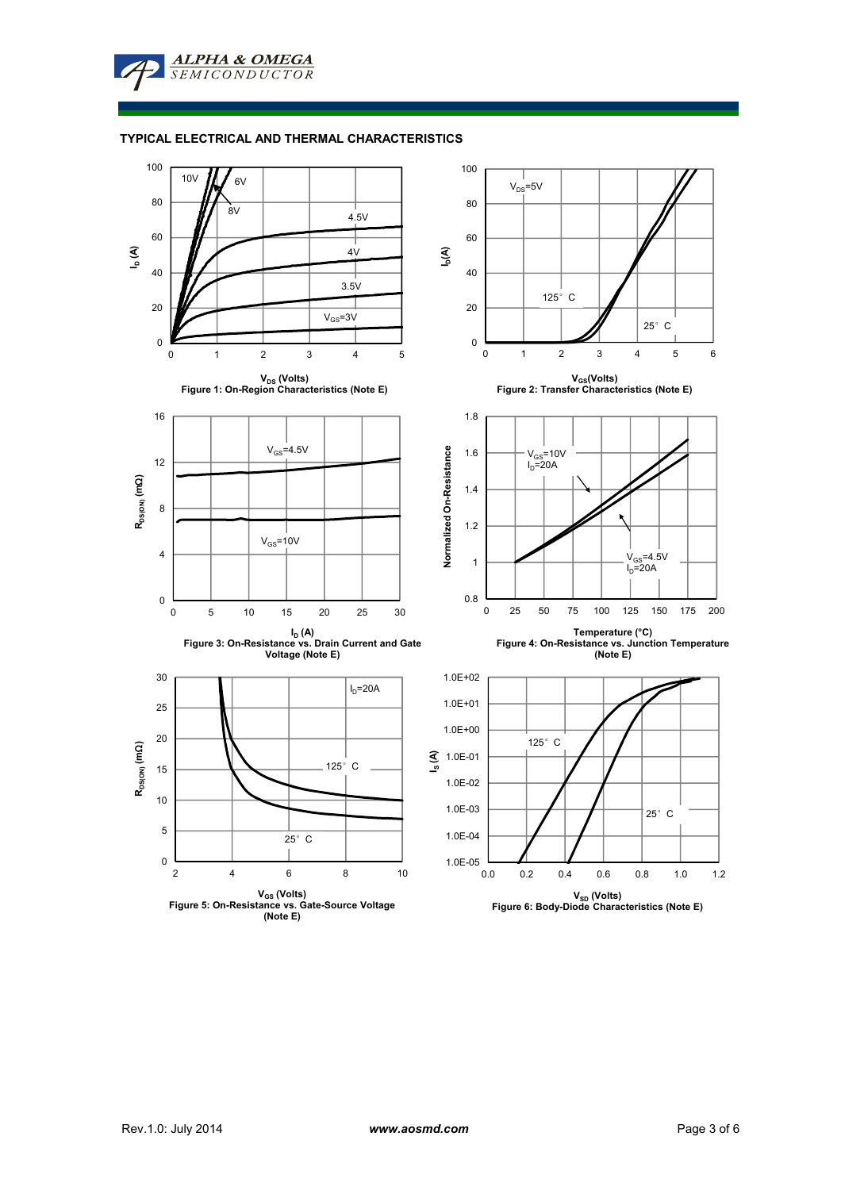## TYPICAL ELECTRICAL AND THERMAL CHARACTERISTICS

Figure 1: On-Region Characteristics (Note E)

Figure 2: Transfer Characteristics (Note E)

Figure 3: On-Resistance vs. Drain Current and Gate Voltage (Note E)

Figure 4: On-Resistance vs. Junction Temperature (Note E)

Figure 5: On-Resistance vs. Gate-Source Voltage (Note E)

Figure 6: Body-Diode Characteristics (Note E)

Rev.1.0: July 2014 **www.aosmd.com**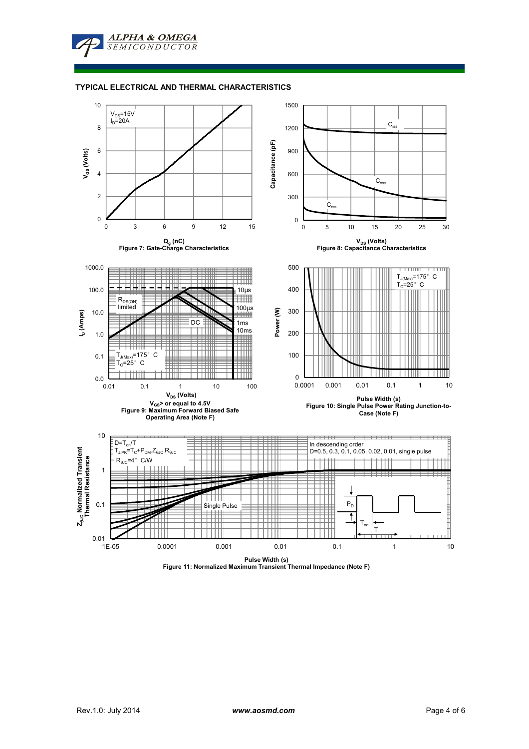## TYPICAL ELECTRICAL AND THERMAL CHARACTERISTICS

$V_{DS}$=15V
$I_D$=20A

$V_{GS}$ (Volts)

$Q_g$ (nC)

Figure 7: Gate-Charge Characteristics

$C_{iss}$

$C_{oss}$

$C_{rss}$

Capacitance (pF)

$V_{DS}$ (Volts)

Figure 8: Capacitance Characteristics

$R_{DS(ON)}$ limited

10µs

100µs

1ms

10ms

DC

$T_{J(Max)}$=175° C
$T_C$=25° C

$I_D$ (Amps)

$V_{DS}$ (Volts)

$V_{GS}$> or equal to 4.5V

Figure 9: Maximum Forward Biased Safe Operating Area (Note F)

$T_{J(Max)}$=175° C
$T_C$=25° C

Power (W)

Pulse Width (s)

Figure 10: Single Pulse Power Rating Junction-to-Case (Note F)

D=$T_{on}$/T
$T_{J,PK}$=$T_C$+$P_{DM}$.$Z_{\theta JC}$.$R_{\theta JC}$
$R_{\theta JC}$=4° C/W

In descending order
D=0.5, 0.3, 0.1, 0.05, 0.02, 0.01, single pulse

Single Pulse

$P_D$

$T_{on}$

T

$Z_{\theta JC}$ Normalized Transient Thermal Resistance

Pulse Width (s)

Figure 11: Normalized Maximum Transient Thermal Impedance (Note F)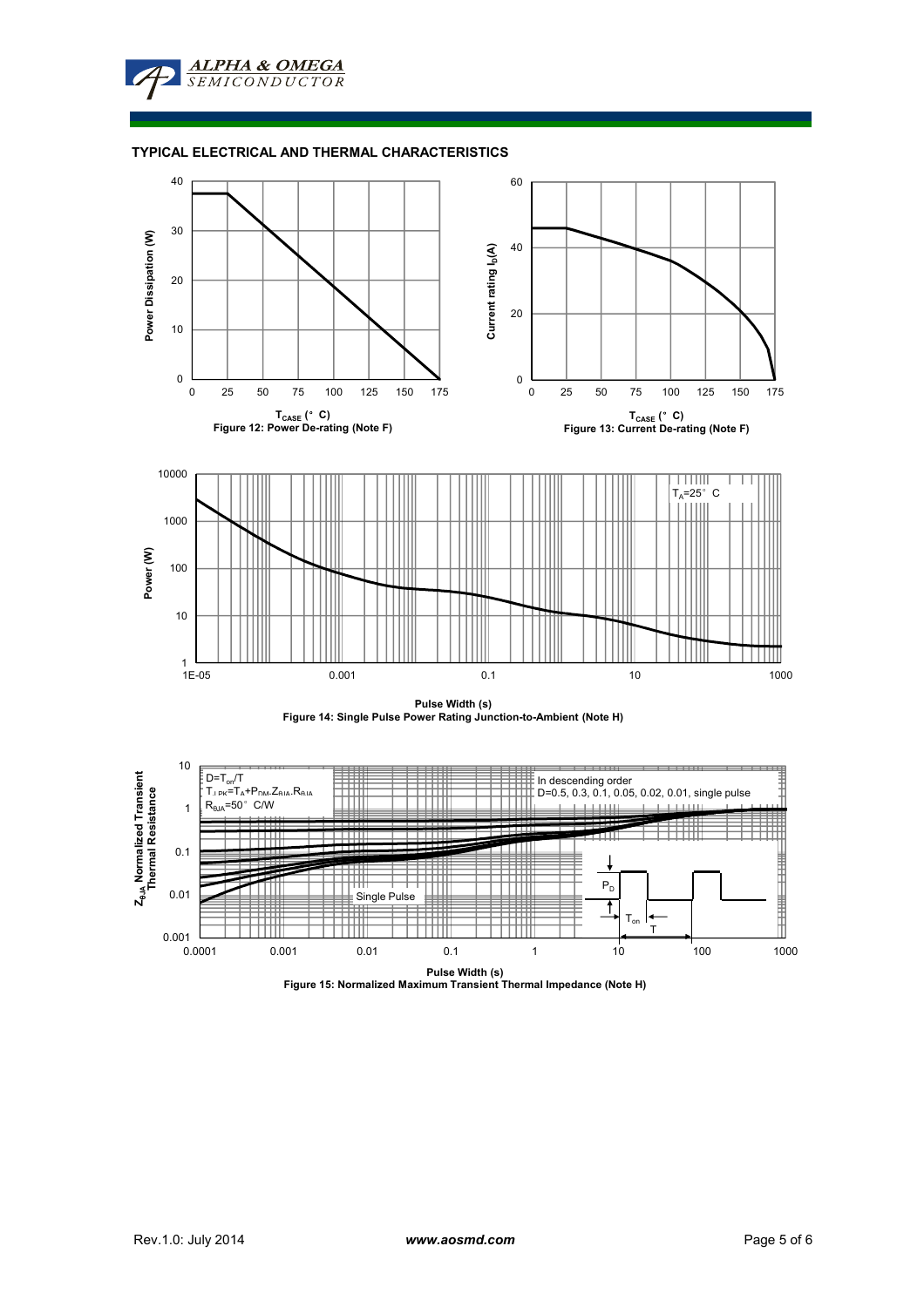## TYPICAL ELECTRICAL AND THERMAL CHARACTERISTICS

$T_{CASE}$ (°C)
Figure 12: Power De-rating (Note F)

$T_{CASE}$ (°C)
Figure 13: Current De-rating (Note F)

$T_A$=25°C

Pulse Width (s)
Figure 14: Single Pulse Power Rating Junction-to-Ambient (Note H)

$D=T_{on}/T$
$T_{J,PK}=T_A+P_{DM}.Z_{\theta JA}.R_{\theta JA}$
$R_{\theta JA}$=50°C/W

In descending order
D=0.5, 0.3, 0.1, 0.05, 0.02, 0.01, single pulse

Single Pulse

Pulse Width (s)
Figure 15: Normalized Maximum Transient Thermal Impedance (Note H)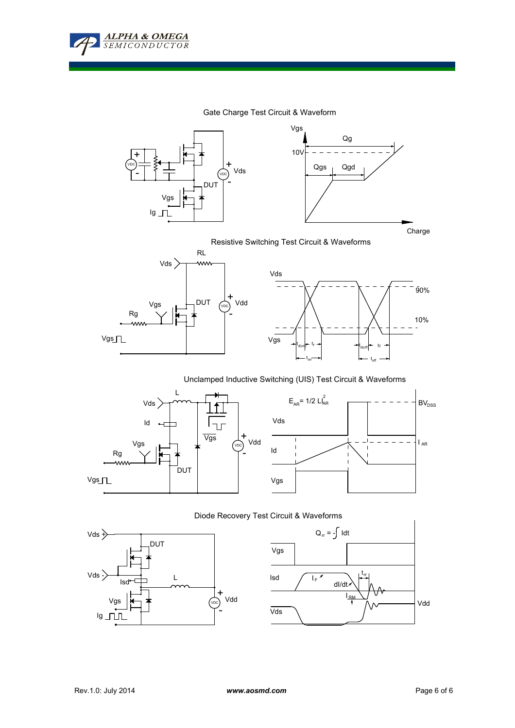## Gate Charge Test Circuit & Waveform

VDC
+
-
Vds
+
-
VDC
DUT
Vgs
Ig

Vgs
Qg
10V
Qgs
Qgd
Charge

## Resistive Switching Test Circuit & Waveforms

RL
Vds
Vgs
DUT
Rg
Vgs
+
VDC
Vdd
-

Vds
90%
10%
Vgs
$t_{d(on)}$
$t_r$
$t_{on}$
$t_{d(off)}$
$t_f$
$t_{off}$

## Unclamped Inductive Switching (UIS) Test Circuit & Waveforms

L
Vds
Id
Vgs
Rg
Vgs
DUT
Vgs
+
VDC
Vdd
-

$E_{AR} = 1/2\ LI_{AR}^2$
$BV_{DSS}$
Vds
Id
$I_{AR}$
Vgs

## Diode Recovery Test Circuit & Waveforms

Vds +
DUT
Vds -
Isd
L
Vgs
Ig
+
VDC
Vdd
-

$Q_{rr} = -\int Idt$
Vgs
Isd
$I_F$
dI/dt
$t_{rr}$
$I_{RM}$
Vds
Vdd